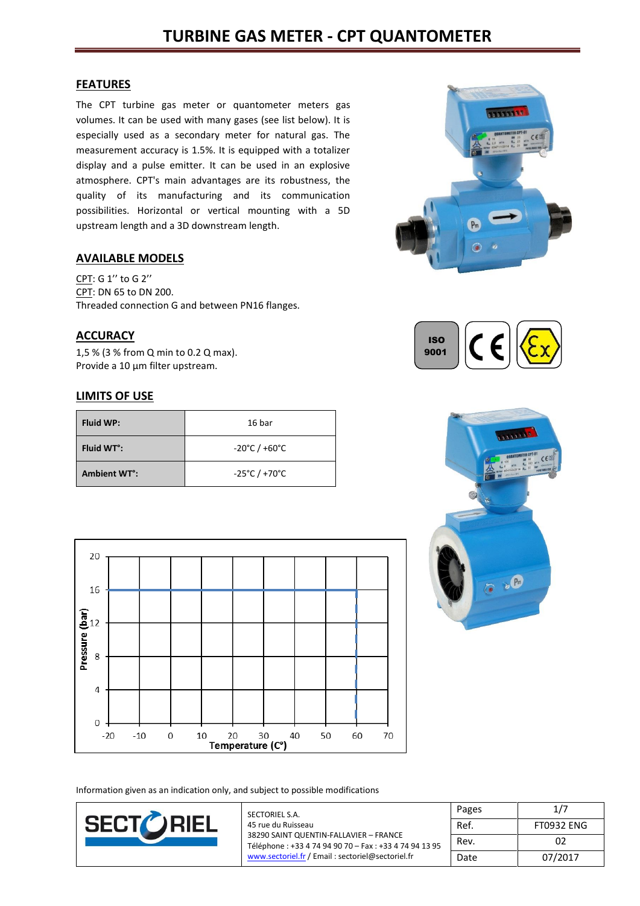# TURBINE GAS METER - CPT QUANTOMETER

## FEATURES

The CPT turbine gas meter or quantometer meters gas volumes. It can be used with many gases (see list below). It is especially used as a secondary meter for natural gas. The measurement accuracy is 1.5%. It is equipped with a totalizer display and a pulse emitter. It can be used in an explosive atmosphere. CPT's main advantages are its robustness, the quality of its manufacturing and its communication possibilities. Horizontal or vertical mounting with a 5D upstream length and a 3D downstream length.

## AVAILABLE MODELS

CPT: G 1'' to G 2''
CPT: DN 65 to DN 200.
Threaded connection G and between PN16 flanges.

## ACCURACY

1,5 % (3 % from Q min to 0.2 Q max).
Provide a 10 µm filter upstream.

## LIMITS OF USE

| Fluid WP: | 16 bar |
|---|---|
| Fluid WT°: | -20°C / +60°C |
| Ambient WT°: | -25°C / +70°C |

Information given as an indication only, and subject to possible modifications

SECTORIEL S.A.
45 rue du Ruisseau
38290 SAINT QUENTIN-FALLAVIER – FRANCE
Téléphone : +33 4 74 94 90 70 – Fax : +33 4 74 94 13 95
www.sectoriel.fr / Email : sectoriel@sectoriel.fr

| Pages | 1/7 |
|---|---|
| Ref. | FT0932 ENG |
| Rev. | 02 |
| Date | 07/2017 |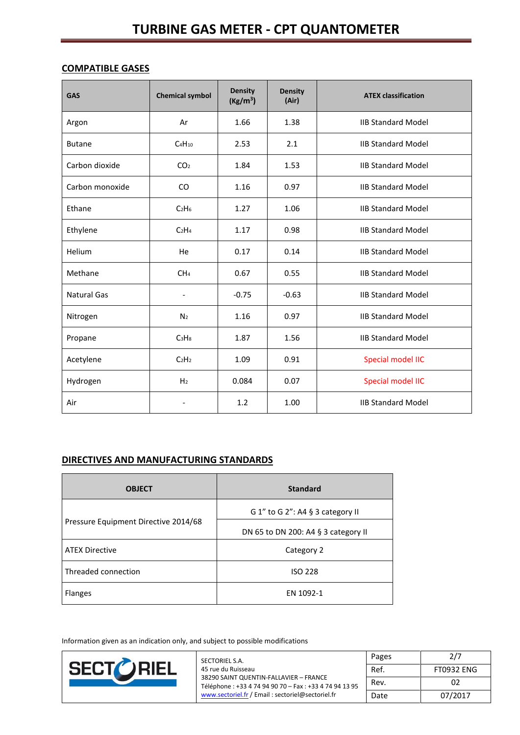# TURBINE GAS METER - CPT QUANTOMETER

## COMPATIBLE GASES

| GAS | Chemical symbol | Density (Kg/m$^3$) | Density (Air) | ATEX classification |
|---|---|---|---|---|
| Argon | Ar | 1.66 | 1.38 | IIB Standard Model |
| Butane | $C_4H_{10}$ | 2.53 | 2.1 | IIB Standard Model |
| Carbon dioxide | $CO_2$ | 1.84 | 1.53 | IIB Standard Model |
| Carbon monoxide | CO | 1.16 | 0.97 | IIB Standard Model |
| Ethane | $C_2H_6$ | 1.27 | 1.06 | IIB Standard Model |
| Ethylene | $C_2H_4$ | 1.17 | 0.98 | IIB Standard Model |
| Helium | He | 0.17 | 0.14 | IIB Standard Model |
| Methane | $CH_4$ | 0.67 | 0.55 | IIB Standard Model |
| Natural Gas | - | -0.75 | -0.63 | IIB Standard Model |
| Nitrogen | $N_2$ | 1.16 | 0.97 | IIB Standard Model |
| Propane | $C_3H_8$ | 1.87 | 1.56 | IIB Standard Model |
| Acetylene | $C_2H_2$ | 1.09 | 0.91 | Special model IIC |
| Hydrogen | $H_2$ | 0.084 | 0.07 | Special model IIC |
| Air | - | 1.2 | 1.00 | IIB Standard Model |

## DIRECTIVES AND MANUFACTURING STANDARDS

| OBJECT | Standard |
|---|---|
| Pressure Equipment Directive 2014/68 | G 1" to G 2": A4 § 3 category II |
| | DN 65 to DN 200: A4 § 3 category II |
| ATEX Directive | Category 2 |
| Threaded connection | ISO 228 |
| Flanges | EN 1092-1 |

Information given as an indication only, and subject to possible modifications

SECTORIEL S.A.
45 rue du Ruisseau
38290 SAINT QUENTIN-FALLAVIER – FRANCE
Téléphone : +33 4 74 94 90 70 – Fax : +33 4 74 94 13 95
www.sectoriel.fr / Email : sectoriel@sectoriel.fr

| Ref. | FT0932 ENG |
|---|---|
| Rev. | 02 |
| Date | 07/2017 |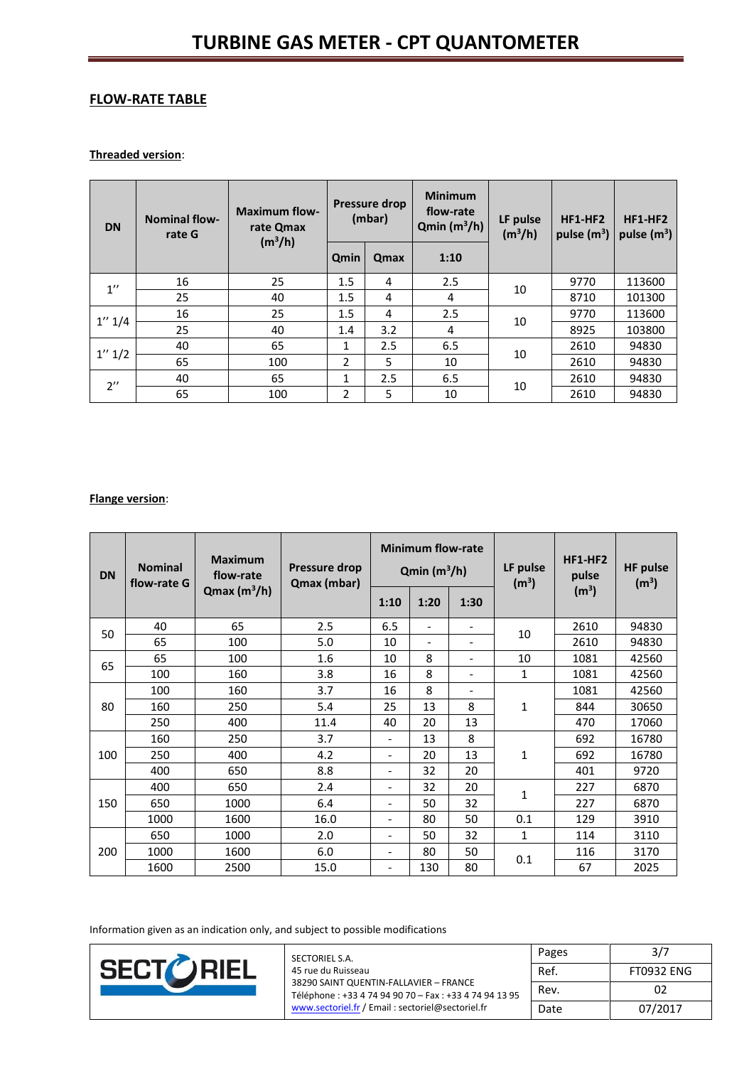# TURBINE GAS METER - CPT QUANTOMETER

## FLOW-RATE TABLE

**Threaded version**:

| DN | Nominal flow-rate G | Maximum flow-rate Qmax ($m^3/h$) | Pressure drop (mbar) | | Minimum flow-rate Qmin ($m^3/h$) | LF pulse ($m^3/h$) | HF1-HF2 pulse ($m^3$) | HF1-HF2 pulse ($m^3$) |
|---|---|---|---|---|---|---|---|---|
| | | | Qmin | Qmax | 1:10 | | | |
| 1'' | 16 | 25 | 1.5 | 4 | 2.5 | 10 | 9770 | 113600 |
| | 25 | 40 | 1.5 | 4 | 4 | | 8710 | 101300 |
| 1'' 1/4 | 16 | 25 | 1.5 | 4 | 2.5 | 10 | 9770 | 113600 |
| | 25 | 40 | 1.4 | 3.2 | 4 | | 8925 | 103800 |
| 1'' 1/2 | 40 | 65 | 1 | 2.5 | 6.5 | 10 | 2610 | 94830 |
| | 65 | 100 | 2 | 5 | 10 | | 2610 | 94830 |
| 2'' | 40 | 65 | 1 | 2.5 | 6.5 | 10 | 2610 | 94830 |
| | 65 | 100 | 2 | 5 | 10 | | 2610 | 94830 |

**Flange version**:

| DN | Nominal flow-rate G | Maximum flow-rate Qmax ($m^3/h$) | Pressure drop Qmax (mbar) | Minimum flow-rate Qmin ($m^3/h$) | | | LF pulse ($m^3$) | HF1-HF2 pulse ($m^3$) | HF pulse ($m^3$) |
|---|---|---|---|---|---|---|---|---|---|
| | | | | 1:10 | 1:20 | 1:30 | | | |
| 50 | 40 | 65 | 2.5 | 6.5 | - | - | 10 | 2610 | 94830 |
| | 65 | 100 | 5.0 | 10 | - | - | | 2610 | 94830 |
| 65 | 65 | 100 | 1.6 | 10 | 8 | - | 10 | 1081 | 42560 |
| | 100 | 160 | 3.8 | 16 | 8 | - | 1 | 1081 | 42560 |
| 80 | 100 | 160 | 3.7 | 16 | 8 | - | 1 | 1081 | 42560 |
| | 160 | 250 | 5.4 | 25 | 13 | 8 | | 844 | 30650 |
| | 250 | 400 | 11.4 | 40 | 20 | 13 | | 470 | 17060 |
| 100 | 160 | 250 | 3.7 | - | 13 | 8 | 1 | 692 | 16780 |
| | 250 | 400 | 4.2 | - | 20 | 13 | | 692 | 16780 |
| | 400 | 650 | 8.8 | - | 32 | 20 | | 401 | 9720 |
| 150 | 400 | 650 | 2.4 | - | 32 | 20 | 1 | 227 | 6870 |
| | 650 | 1000 | 6.4 | - | 50 | 32 | | 227 | 6870 |
| | 1000 | 1600 | 16.0 | - | 80 | 50 | 0.1 | 129 | 3910 |
| 200 | 650 | 1000 | 2.0 | - | 50 | 32 | 1 | 114 | 3110 |
| | 1000 | 1600 | 6.0 | - | 80 | 50 | 0.1 | 116 | 3170 |
| | 1600 | 2500 | 15.0 | - | 130 | 80 | | 67 | 2025 |

Information given as an indication only, and subject to possible modifications

SECTORIEL S.A.
45 rue du Ruisseau
38290 SAINT QUENTIN-FALLAVIER – FRANCE
Téléphone : +33 4 74 94 90 70 – Fax : +33 4 74 94 13 95
www.sectoriel.fr / Email : sectoriel@sectoriel.fr

| Pages | 3/7 |
|---|---|
| Ref. | FT0932 ENG |
| Rev. | 02 |
| Date | 07/2017 |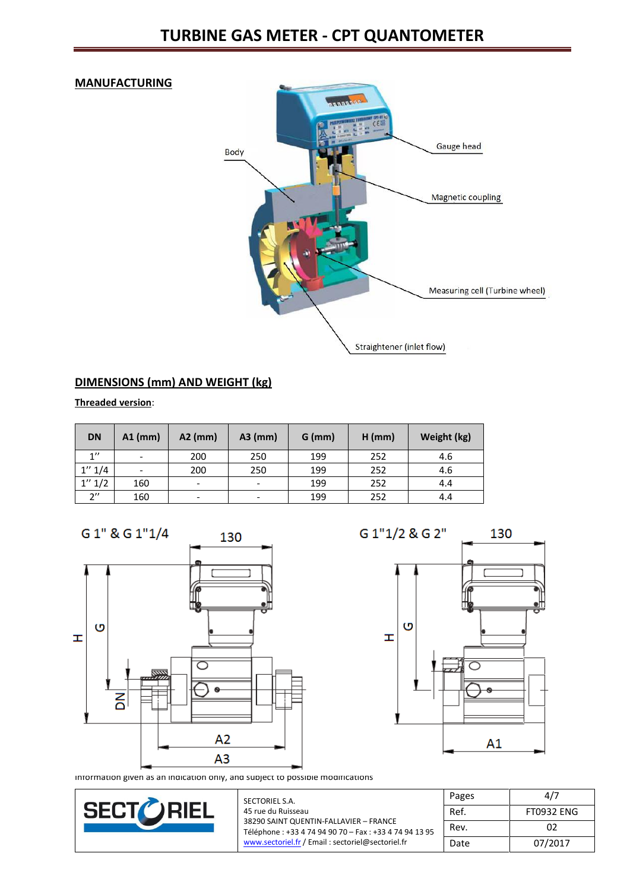# TURBINE GAS METER - CPT QUANTOMETER

## MANUFACTURING

Body

Gauge head

Magnetic coupling

Measuring cell (Turbine wheel)

Straightener (inlet flow)

## DIMENSIONS (mm) AND WEIGHT (kg)

**Threaded version**:

| DN | A1 (mm) | A2 (mm) | A3 (mm) | G (mm) | H (mm) | Weight (kg) |
|---|---|---|---|---|---|---|
| 1'' | - | 200 | 250 | 199 | 252 | 4.6 |
| 1'' 1/4 | - | 200 | 250 | 199 | 252 | 4.6 |
| 1'' 1/2 | 160 | - | - | 199 | 252 | 4.4 |
| 2'' | 160 | - | - | 199 | 252 | 4.4 |

G 1" & G 1"1/4 — 130 — H — G — DN — A2 — A3

G 1"1/2 & G 2" — 130 — H — G — A1

Information given as an indication only, and subject to possible modifications

SECTORIEL S.A.
45 rue du Ruisseau
38290 SAINT QUENTIN-FALLAVIER – FRANCE
Téléphone : +33 4 74 94 90 70 – Fax : +33 4 74 94 13 95
www.sectoriel.fr / Email : sectoriel@sectoriel.fr

| Pages | 4/7 |
|---|---|
| Ref. | FT0932 ENG |
| Rev. | 02 |
| Date | 07/2017 |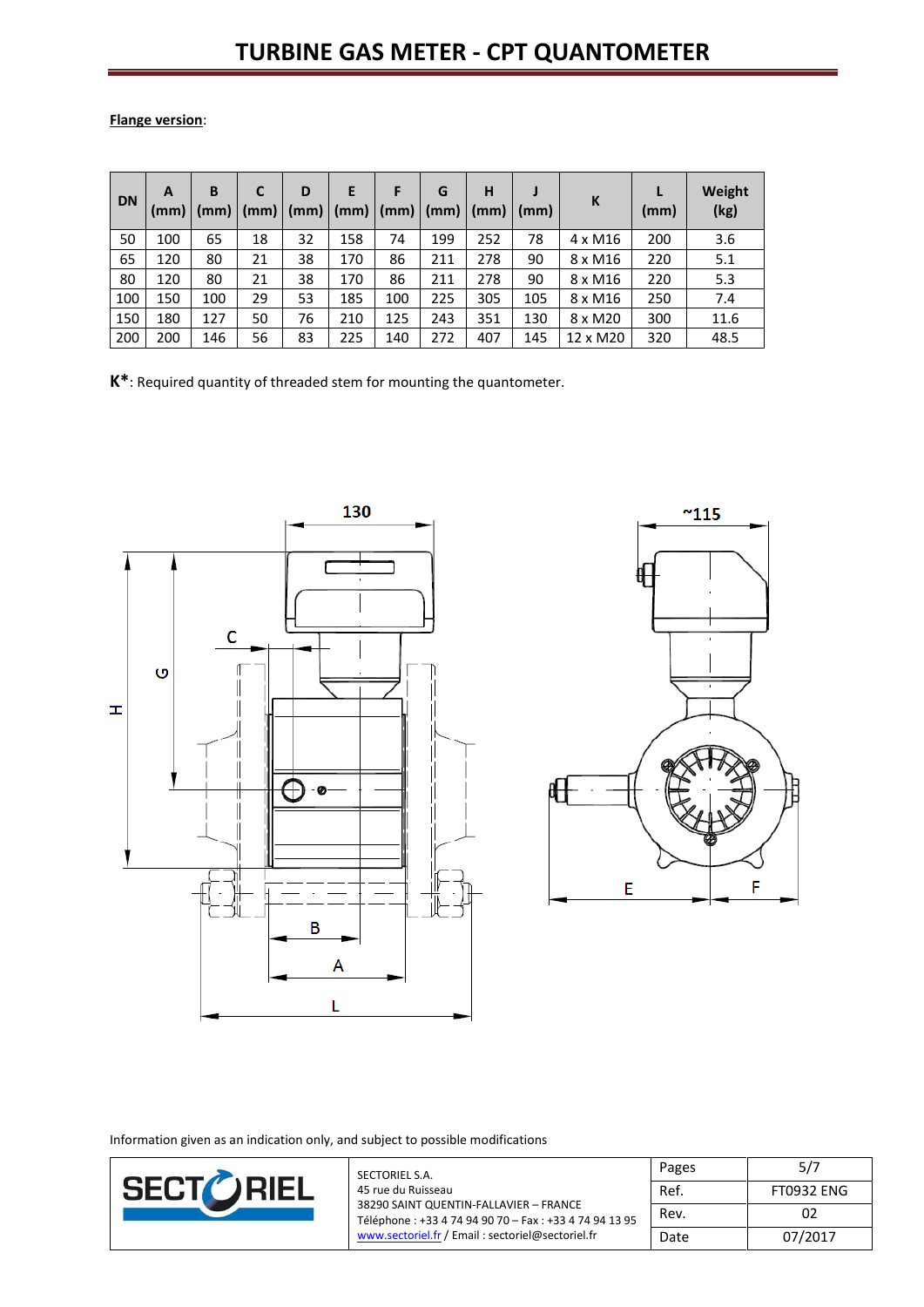# TURBINE GAS METER - CPT QUANTOMETER

**Flange version**:

| DN | A (mm) | B (mm) | C (mm) | D (mm) | E (mm) | F (mm) | G (mm) | H (mm) | J (mm) | K | L (mm) | Weight (kg) |
|---|---|---|---|---|---|---|---|---|---|---|---|---|
| 50 | 100 | 65 | 18 | 32 | 158 | 74 | 199 | 252 | 78 | 4 x M16 | 200 | 3.6 |
| 65 | 120 | 80 | 21 | 38 | 170 | 86 | 211 | 278 | 90 | 8 x M16 | 220 | 5.1 |
| 80 | 120 | 80 | 21 | 38 | 170 | 86 | 211 | 278 | 90 | 8 x M16 | 220 | 5.3 |
| 100 | 150 | 100 | 29 | 53 | 185 | 100 | 225 | 305 | 105 | 8 x M16 | 250 | 7.4 |
| 150 | 180 | 127 | 50 | 76 | 210 | 125 | 243 | 351 | 130 | 8 x M20 | 300 | 11.6 |
| 200 | 200 | 146 | 56 | 83 | 225 | 140 | 272 | 407 | 145 | 12 x M20 | 320 | 48.5 |

**K***: Required quantity of threaded stem for mounting the quantometer.

Information given as an indication only, and subject to possible modifications

SECTORIEL S.A.
45 rue du Ruisseau
38290 SAINT QUENTIN-FALLAVIER – FRANCE
Téléphone : +33 4 74 94 90 70 – Fax : +33 4 74 94 13 95
www.sectoriel.fr / Email : sectoriel@sectoriel.fr

| Pages | 5/7 |
|---|---|
| Ref. | FT0932 ENG |
| Rev. | 02 |
| Date | 07/2017 |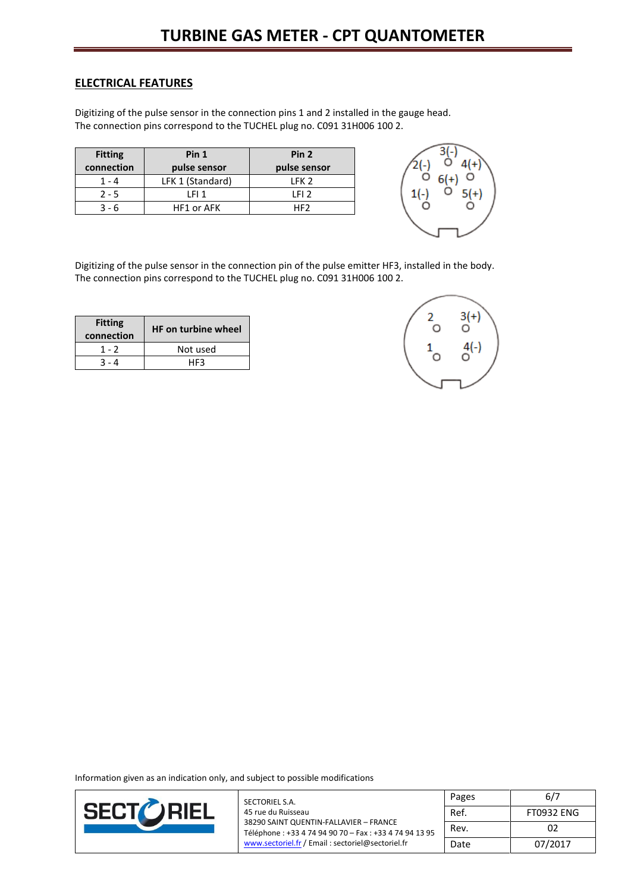## ELECTRICAL FEATURES

Digitizing of the pulse sensor in the connection pins 1 and 2 installed in the gauge head.
The connection pins correspond to the TUCHEL plug no. C091 31H006 100 2.

| Fitting connection | Pin 1 pulse sensor | Pin 2 pulse sensor |
|---|---|---|
| 1 - 4 | LFK 1 (Standard) | LFK 2 |
| 2 - 5 | LFI 1 | LFI 2 |
| 3 - 6 | HF1 or AFK | HF2 |

Digitizing of the pulse sensor in the connection pin of the pulse emitter HF3, installed in the body.
The connection pins correspond to the TUCHEL plug no. C091 31H006 100 2.

| Fitting connection | HF on turbine wheel |
|---|---|
| 1 - 2 | Not used |
| 3 - 4 | HF3 |

Information given as an indication only, and subject to possible modifications

SECTORIEL S.A.
45 rue du Ruisseau
38290 SAINT QUENTIN-FALLAVIER – FRANCE
Téléphone : +33 4 74 94 90 70 – Fax : +33 4 74 94 13 95
www.sectoriel.fr / Email : sectoriel@sectoriel.fr

| | |
|---|---|
| Pages | 6/7 |
| Ref. | FT0932 ENG |
| Rev. | 02 |
| Date | 07/2017 |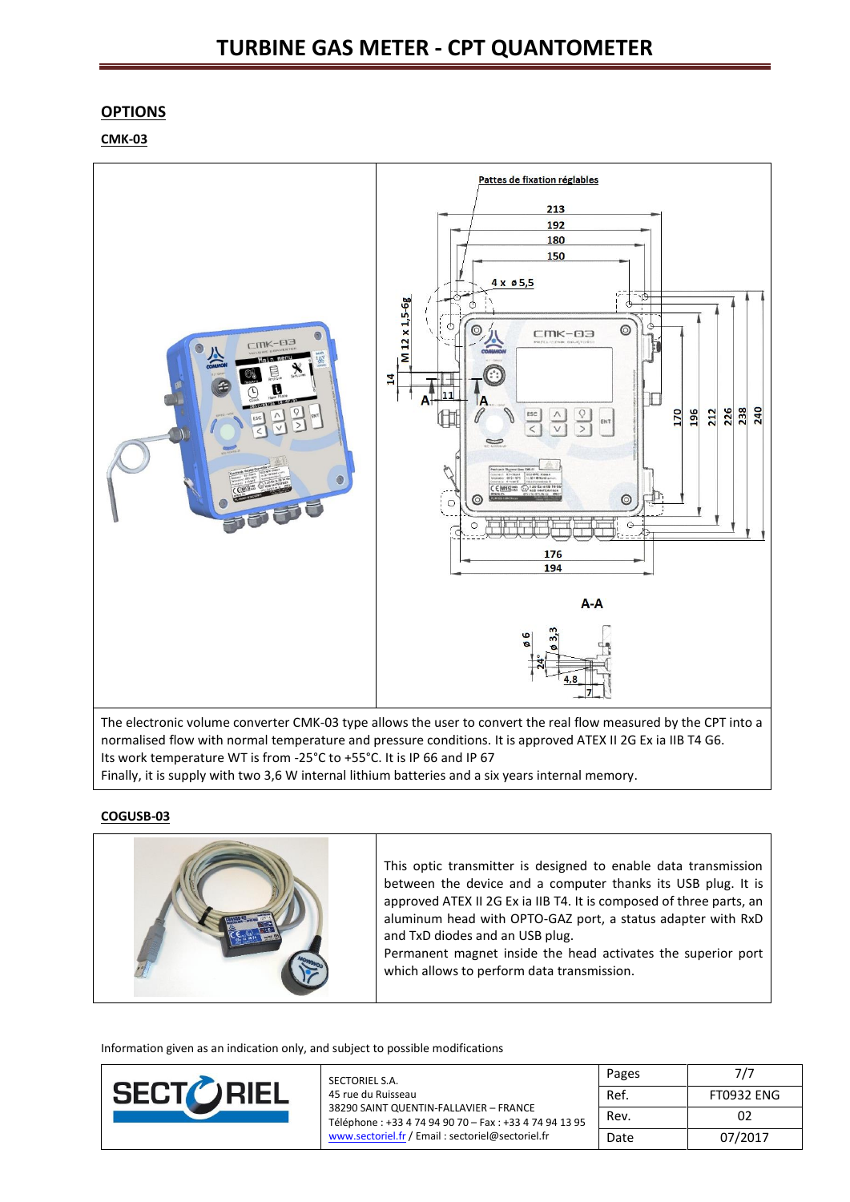## OPTIONS

### CMK-03

The electronic volume converter CMK-03 type allows the user to convert the real flow measured by the CPT into a normalised flow with normal temperature and pressure conditions. It is approved ATEX II 2G Ex ia IIB T4 G6.
Its work temperature WT is from -25°C to +55°C. It is IP 66 and IP 67
Finally, it is supply with two 3,6 W internal lithium batteries and a six years internal memory.

### COGUSB-03

This optic transmitter is designed to enable data transmission between the device and a computer thanks its USB plug. It is approved ATEX II 2G Ex ia IIB T4. It is composed of three parts, an aluminum head with OPTO-GAZ port, a status adapter with RxD and TxD diodes and an USB plug.
Permanent magnet inside the head activates the superior port which allows to perform data transmission.

Information given as an indication only, and subject to possible modifications

SECTORIEL S.A.
45 rue du Ruisseau
38290 SAINT QUENTIN-FALLAVIER – FRANCE
Téléphone : +33 4 74 94 90 70 – Fax : +33 4 74 94 13 95
www.sectoriel.fr / Email : sectoriel@sectoriel.fr

| | |
|---|---|
| Ref. | FT0932 ENG |
| Rev. | 02 |
| Date | 07/2017 |